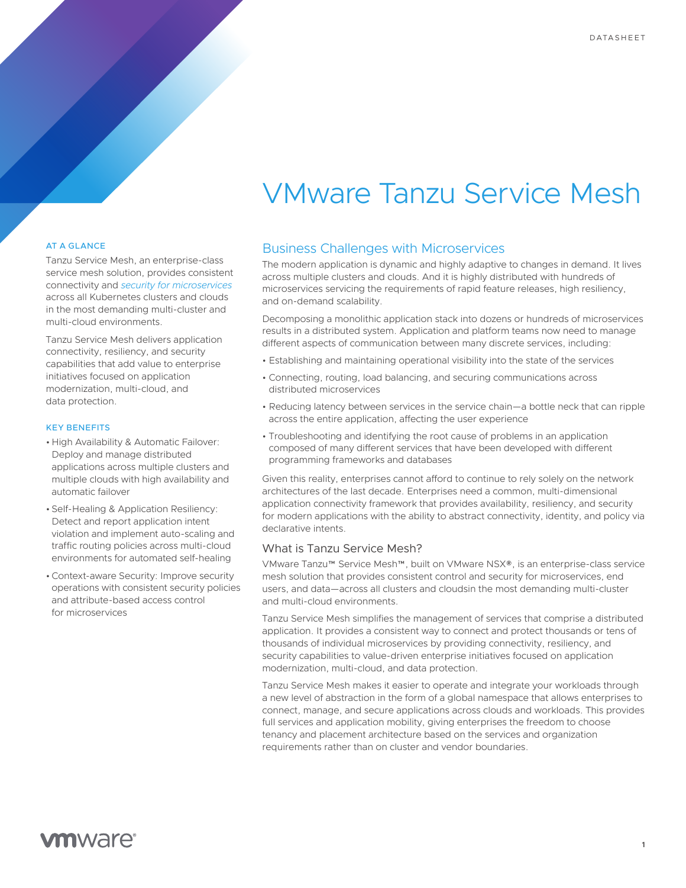# VMware Tanzu Service Mesh

### AT A GLANCE

Tanzu Service Mesh, an enterprise-class service mesh solution, provides consistent connectivity and *security for microservices* across all Kubernetes clusters and clouds in the most demanding multi-cluster and multi-cloud environments.

Tanzu Service Mesh delivers application connectivity, resiliency, and security capabilities that add value to enterprise initiatives focused on application modernization, multi-cloud, and data protection.

### KEY BENEFITS

- High Availability & Automatic Failover: Deploy and manage distributed applications across multiple clusters and multiple clouds with high availability and automatic failover
- Self-Healing & Application Resiliency: Detect and report application intent violation and implement auto-scaling and traffic routing policies across multi-cloud environments for automated self-healing
- Context-aware Security: Improve security operations with consistent security policies and attribute-based access control for microservices

## Business Challenges with Microservices

The modern application is dynamic and highly adaptive to changes in demand. It lives across multiple clusters and clouds. And it is highly distributed with hundreds of microservices servicing the requirements of rapid feature releases, high resiliency, and on-demand scalability.

Decomposing a monolithic application stack into dozens or hundreds of microservices results in a distributed system. Application and platform teams now need to manage different aspects of communication between many discrete services, including:

- Establishing and maintaining operational visibility into the state of the services
- Connecting, routing, load balancing, and securing communications across distributed microservices
- Reducing latency between services in the service chain—a bottle neck that can ripple across the entire application, affecting the user experience
- Troubleshooting and identifying the root cause of problems in an application composed of many different services that have been developed with different programming frameworks and databases

Given this reality, enterprises cannot afford to continue to rely solely on the network architectures of the last decade. Enterprises need a common, multi-dimensional application connectivity framework that provides availability, resiliency, and security for modern applications with the ability to abstract connectivity, identity, and policy via declarative intents.

### What is Tanzu Service Mesh?

VMware Tanzu™ Service Mesh™, built on VMware NSX®, is an enterprise-class service mesh solution that provides consistent control and security for microservices, end users, and data—across all clusters and cloudsin the most demanding multi-cluster and multi-cloud environments.

Tanzu Service Mesh simplifies the management of services that comprise a distributed application. It provides a consistent way to connect and protect thousands or tens of thousands of individual microservices by providing connectivity, resiliency, and security capabilities to value-driven enterprise initiatives focused on application modernization, multi-cloud, and data protection.

Tanzu Service Mesh makes it easier to operate and integrate your workloads through a new level of abstraction in the form of a global namespace that allows enterprises to connect, manage, and secure applications across clouds and workloads. This provides full services and application mobility, giving enterprises the freedom to choose tenancy and placement architecture based on the services and organization requirements rather than on cluster and vendor boundaries.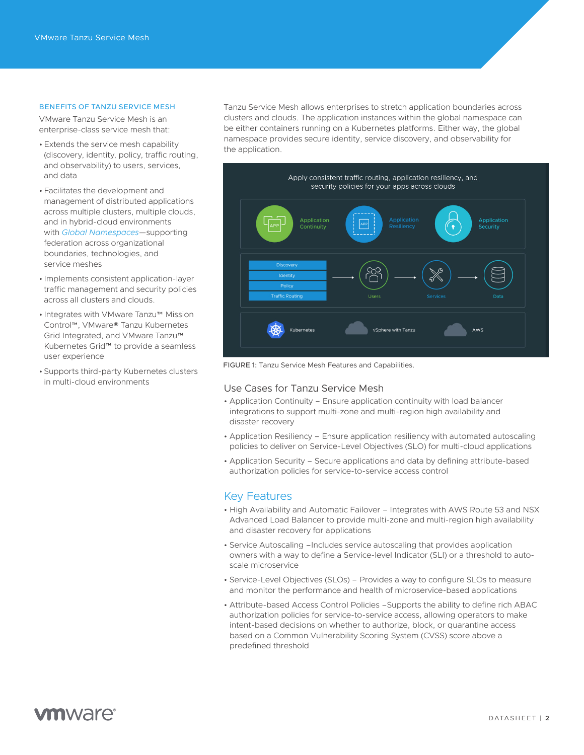## BENEFITS OF TANZU SERVICE MESH

VMware Tanzu Service Mesh is an enterprise-class service mesh that:

- Extends the service mesh capability (discovery, identity, policy, traffic routing, and observability) to users, services, and data
- Facilitates the development and management of distributed applications across multiple clusters, multiple clouds, and in hybrid-cloud environments with *Global Namespaces*—supporting federation across organizational boundaries, technologies, and service meshes
- Implements consistent application-layer traffic management and security policies across all clusters and clouds.
- Integrates with VMware Tanzu™ Mission Control™, VMware® Tanzu Kubernetes Grid Integrated, and VMware Tanzu™ Kubernetes Grid™ to provide a seamless user experience
- Supports third-party Kubernetes clusters in multi-cloud environments

Tanzu Service Mesh allows enterprises to stretch application boundaries across clusters and clouds. The application instances within the global namespace can be either containers running on a Kubernetes platforms. Either way, the global namespace provides secure identity, service discovery, and observability for the application.

FIGURE 1: Tanzu Service Mesh Features and Capabilities.

## Use Cases for Tanzu Service Mesh

- Application Continuity – Ensure application continuity with load balancer integrations to support multi-zone and multi-region high availability and disaster recovery
- Application Resiliency – Ensure application resiliency with automated autoscaling policies to deliver on Service-Level Objectives (SLO) for multi-cloud applications
- Application Security – Secure applications and data by defining attribute-based authorization policies for service-to-service access control

## Key Features

- High Availability and Automatic Failover – Integrates with AWS Route 53 and NSX Advanced Load Balancer to provide multi-zone and multi-region high availability and disaster recovery for applications
- Service Autoscaling –Includes service autoscaling that provides application owners with a way to define a Service-level Indicator (SLI) or a threshold to auto-scale microservice
- Service-Level Objectives (SLOs) – Provides a way to configure SLOs to measure and monitor the performance and health of microservice-based applications
- Attribute-based Access Control Policies –Supports the ability to define rich ABAC authorization policies for service-to-service access, allowing operators to make intent-based decisions on whether to authorize, block, or quarantine access based on a Common Vulnerability Scoring System (CVSS) score above a predefined threshold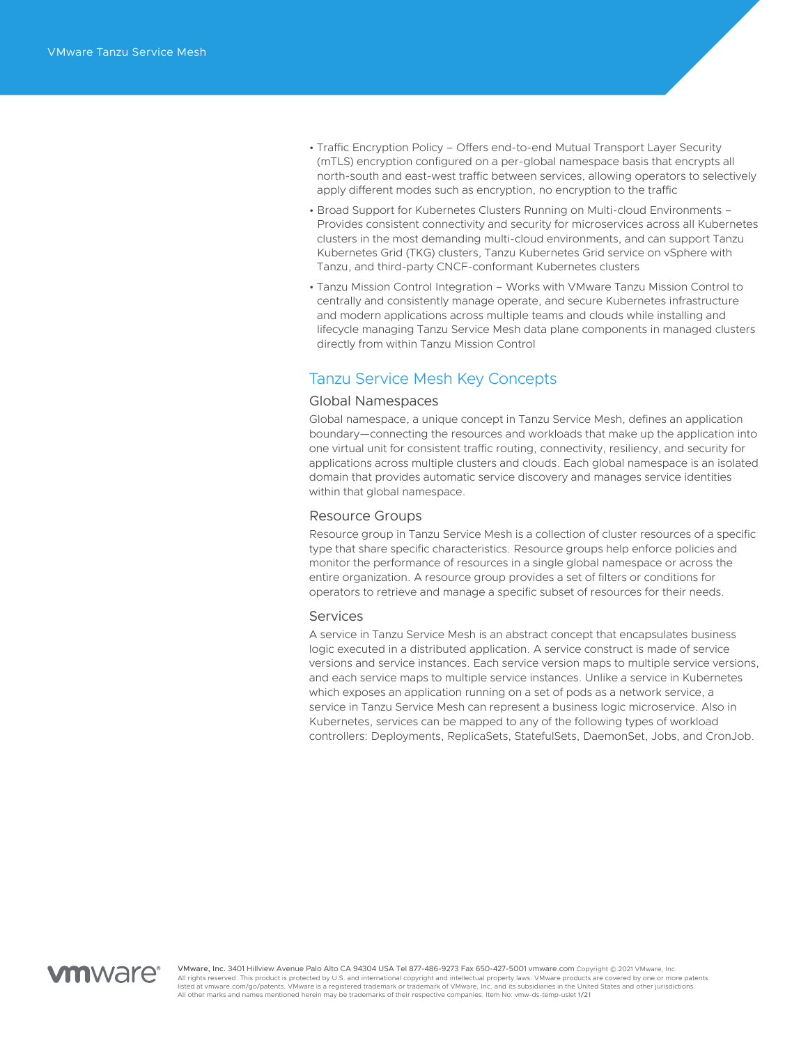- Traffic Encryption Policy – Offers end-to-end Mutual Transport Layer Security (mTLS) encryption configured on a per-global namespace basis that encrypts all north-south and east-west traffic between services, allowing operators to selectively apply different modes such as encryption, no encryption to the traffic
- Broad Support for Kubernetes Clusters Running on Multi-cloud Environments – Provides consistent connectivity and security for microservices across all Kubernetes clusters in the most demanding multi-cloud environments, and can support Tanzu Kubernetes Grid (TKG) clusters, Tanzu Kubernetes Grid service on vSphere with Tanzu, and third-party CNCF-conformant Kubernetes clusters
- Tanzu Mission Control Integration – Works with VMware Tanzu Mission Control to centrally and consistently manage operate, and secure Kubernetes infrastructure and modern applications across multiple teams and clouds while installing and lifecycle managing Tanzu Service Mesh data plane components in managed clusters directly from within Tanzu Mission Control

## Tanzu Service Mesh Key Concepts

### Global Namespaces

Global namespace, a unique concept in Tanzu Service Mesh, defines an application boundary—connecting the resources and workloads that make up the application into one virtual unit for consistent traffic routing, connectivity, resiliency, and security for applications across multiple clusters and clouds. Each global namespace is an isolated domain that provides automatic service discovery and manages service identities within that global namespace.

### Resource Groups

Resource group in Tanzu Service Mesh is a collection of cluster resources of a specific type that share specific characteristics. Resource groups help enforce policies and monitor the performance of resources in a single global namespace or across the entire organization. A resource group provides a set of filters or conditions for operators to retrieve and manage a specific subset of resources for their needs.

### Services

A service in Tanzu Service Mesh is an abstract concept that encapsulates business logic executed in a distributed application. A service construct is made of service versions and service instances. Each service version maps to multiple service versions, and each service maps to multiple service instances. Unlike a service in Kubernetes which exposes an application running on a set of pods as a network service, a service in Tanzu Service Mesh can represent a business logic microservice. Also in Kubernetes, services can be mapped to any of the following types of workload controllers: Deployments, ReplicaSets, StatefulSets, DaemonSet, Jobs, and CronJob.